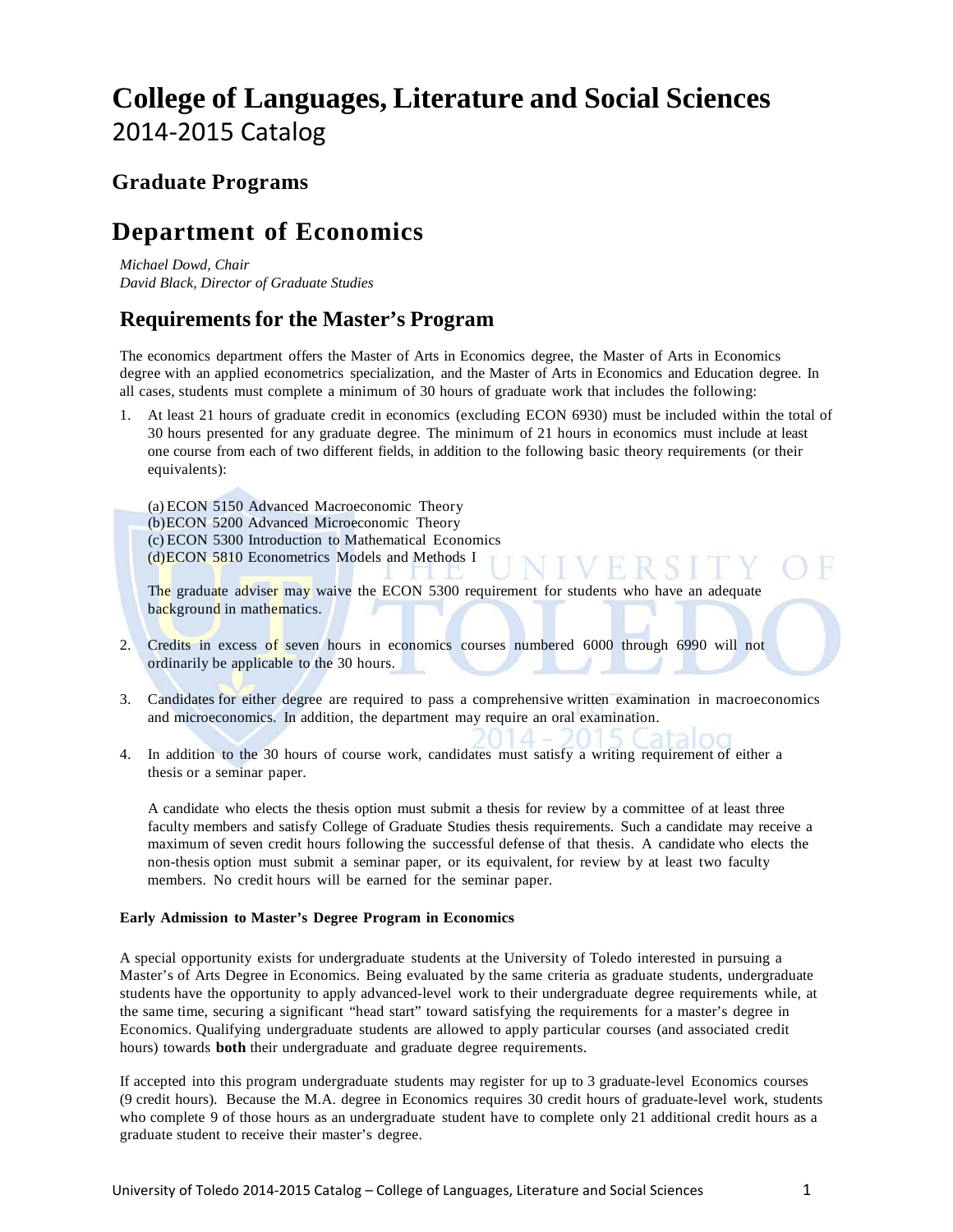# College of Languages, Literature and Social Sciences
2014-2015 Catalog

## Graduate Programs

# Department of Economics

*Michael Dowd, Chair*
*David Black, Director of Graduate Studies*

## Requirements for the Master's Program

The economics department offers the Master of Arts in Economics degree, the Master of Arts in Economics degree with an applied econometrics specialization, and the Master of Arts in Economics and Education degree. In all cases, students must complete a minimum of 30 hours of graduate work that includes the following:

1. At least 21 hours of graduate credit in economics (excluding ECON 6930) must be included within the total of 30 hours presented for any graduate degree. The minimum of 21 hours in economics must include at least one course from each of two different fields, in addition to the following basic theory requirements (or their equivalents):

   (a) ECON 5150 Advanced Macroeconomic Theory
   (b) ECON 5200 Advanced Microeconomic Theory
   (c) ECON 5300 Introduction to Mathematical Economics
   (d) ECON 5810 Econometrics Models and Methods I

   The graduate adviser may waive the ECON 5300 requirement for students who have an adequate background in mathematics.

2. Credits in excess of seven hours in economics courses numbered 6000 through 6990 will not ordinarily be applicable to the 30 hours.

3. Candidates for either degree are required to pass a comprehensive written examination in macroeconomics and microeconomics. In addition, the department may require an oral examination.

4. In addition to the 30 hours of course work, candidates must satisfy a writing requirement of either a thesis or a seminar paper.

   A candidate who elects the thesis option must submit a thesis for review by a committee of at least three faculty members and satisfy College of Graduate Studies thesis requirements. Such a candidate may receive a maximum of seven credit hours following the successful defense of that thesis. A candidate who elects the non-thesis option must submit a seminar paper, or its equivalent, for review by at least two faculty members. No credit hours will be earned for the seminar paper.

**Early Admission to Master's Degree Program in Economics**

A special opportunity exists for undergraduate students at the University of Toledo interested in pursuing a Master's of Arts Degree in Economics. Being evaluated by the same criteria as graduate students, undergraduate students have the opportunity to apply advanced-level work to their undergraduate degree requirements while, at the same time, securing a significant "head start" toward satisfying the requirements for a master's degree in Economics. Qualifying undergraduate students are allowed to apply particular courses (and associated credit hours) towards **both** their undergraduate and graduate degree requirements.

If accepted into this program undergraduate students may register for up to 3 graduate-level Economics courses (9 credit hours). Because the M.A. degree in Economics requires 30 credit hours of graduate-level work, students who complete 9 of those hours as an undergraduate student have to complete only 21 additional credit hours as a graduate student to receive their master's degree.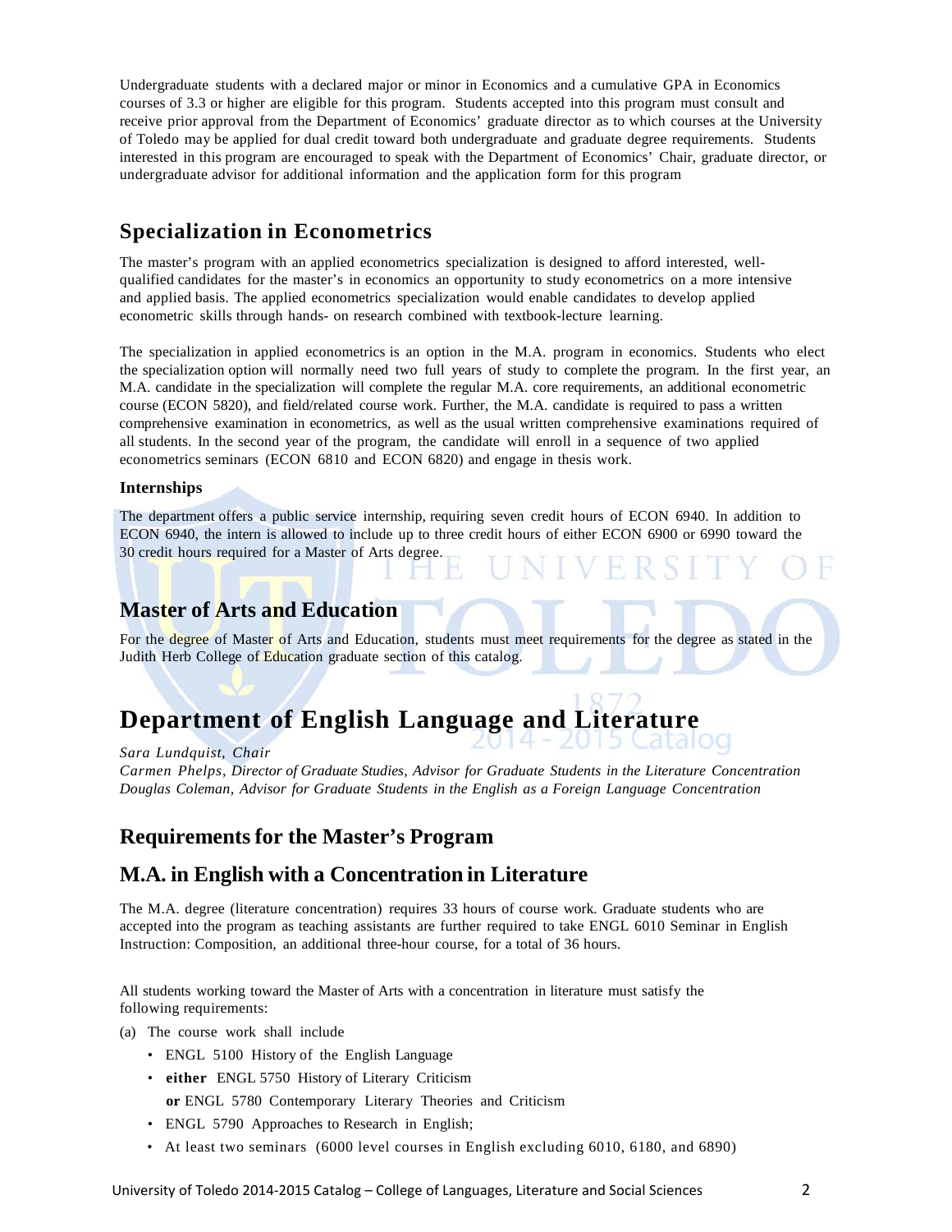Undergraduate students with a declared major or minor in Economics and a cumulative GPA in Economics courses of 3.3 or higher are eligible for this program. Students accepted into this program must consult and receive prior approval from the Department of Economics' graduate director as to which courses at the University of Toledo may be applied for dual credit toward both undergraduate and graduate degree requirements. Students interested in this program are encouraged to speak with the Department of Economics' Chair, graduate director, or undergraduate advisor for additional information and the application form for this program

## Specialization in Econometrics

The master's program with an applied econometrics specialization is designed to afford interested, well-qualified candidates for the master's in economics an opportunity to study econometrics on a more intensive and applied basis. The applied econometrics specialization would enable candidates to develop applied econometric skills through hands- on research combined with textbook-lecture learning.

The specialization in applied econometrics is an option in the M.A. program in economics. Students who elect the specialization option will normally need two full years of study to complete the program. In the first year, an M.A. candidate in the specialization will complete the regular M.A. core requirements, an additional econometric course (ECON 5820), and field/related course work. Further, the M.A. candidate is required to pass a written comprehensive examination in econometrics, as well as the usual written comprehensive examinations required of all students. In the second year of the program, the candidate will enroll in a sequence of two applied econometrics seminars (ECON 6810 and ECON 6820) and engage in thesis work.

### Internships

The department offers a public service internship, requiring seven credit hours of ECON 6940. In addition to ECON 6940, the intern is allowed to include up to three credit hours of either ECON 6900 or 6990 toward the 30 credit hours required for a Master of Arts degree.

## Master of Arts and Education

For the degree of Master of Arts and Education, students must meet requirements for the degree as stated in the Judith Herb College of Education graduate section of this catalog.

# Department of English Language and Literature

*Sara Lundquist, Chair*
*Carmen Phelps, Director of Graduate Studies, Advisor for Graduate Students in the Literature Concentration*
*Douglas Coleman, Advisor for Graduate Students in the English as a Foreign Language Concentration*

## Requirements for the Master's Program

## M.A. in English with a Concentration in Literature

The M.A. degree (literature concentration) requires 33 hours of course work. Graduate students who are accepted into the program as teaching assistants are further required to take ENGL 6010 Seminar in English Instruction: Composition, an additional three-hour course, for a total of 36 hours.

All students working toward the Master of Arts with a concentration in literature must satisfy the following requirements:

(a) The course work shall include

- ENGL 5100 History of the English Language
- **either** ENGL 5750 History of Literary Criticism
  **or** ENGL 5780 Contemporary Literary Theories and Criticism
- ENGL 5790 Approaches to Research in English;
- At least two seminars (6000 level courses in English excluding 6010, 6180, and 6890)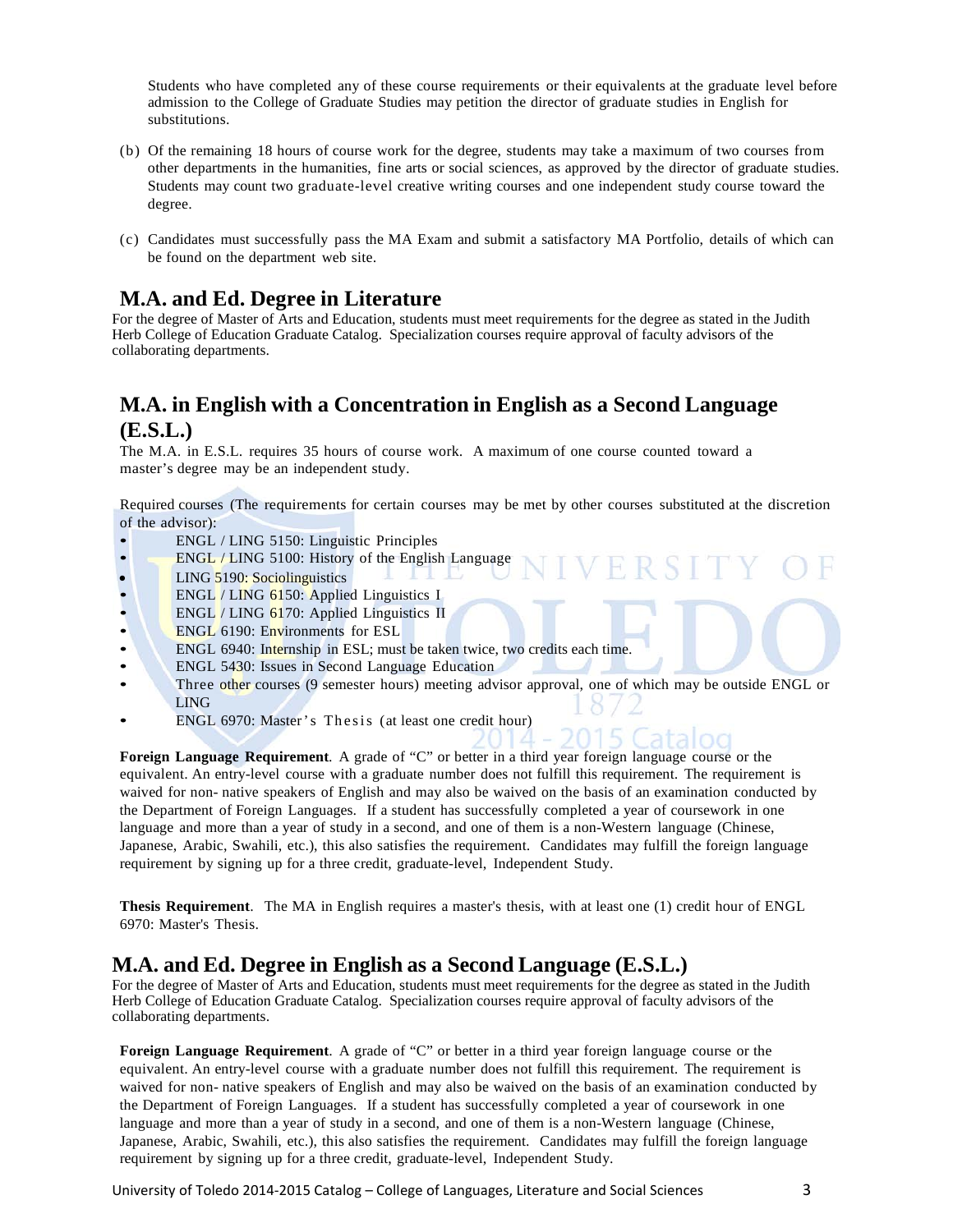Students who have completed any of these course requirements or their equivalents at the graduate level before admission to the College of Graduate Studies may petition the director of graduate studies in English for substitutions.

(b) Of the remaining 18 hours of course work for the degree, students may take a maximum of two courses from other departments in the humanities, fine arts or social sciences, as approved by the director of graduate studies. Students may count two graduate-level creative writing courses and one independent study course toward the degree.

(c) Candidates must successfully pass the MA Exam and submit a satisfactory MA Portfolio, details of which can be found on the department web site.

## M.A. and Ed. Degree in Literature

For the degree of Master of Arts and Education, students must meet requirements for the degree as stated in the Judith Herb College of Education Graduate Catalog. Specialization courses require approval of faculty advisors of the collaborating departments.

## M.A. in English with a Concentration in English as a Second Language (E.S.L.)

The M.A. in E.S.L. requires 35 hours of course work. A maximum of one course counted toward a master's degree may be an independent study.

Required courses (The requirements for certain courses may be met by other courses substituted at the discretion of the advisor):

- ENGL / LING 5150: Linguistic Principles
- ENGL / LING 5100: History of the English Language
- LING 5190: Sociolinguistics
- ENGL / LING 6150: Applied Linguistics I
- ENGL / LING 6170: Applied Linguistics II
- ENGL 6190: Environments for ESL
- ENGL 6940: Internship in ESL; must be taken twice, two credits each time.
- ENGL 5430: Issues in Second Language Education
- Three other courses (9 semester hours) meeting advisor approval, one of which may be outside ENGL or LING
- ENGL 6970: Master's Thesis (at least one credit hour)

**Foreign Language Requirement**. A grade of "C" or better in a third year foreign language course or the equivalent. An entry-level course with a graduate number does not fulfill this requirement. The requirement is waived for non- native speakers of English and may also be waived on the basis of an examination conducted by the Department of Foreign Languages. If a student has successfully completed a year of coursework in one language and more than a year of study in a second, and one of them is a non-Western language (Chinese, Japanese, Arabic, Swahili, etc.), this also satisfies the requirement. Candidates may fulfill the foreign language requirement by signing up for a three credit, graduate-level, Independent Study.

**Thesis Requirement**. The MA in English requires a master's thesis, with at least one (1) credit hour of ENGL 6970: Master's Thesis.

## M.A. and Ed. Degree in English as a Second Language (E.S.L.)

For the degree of Master of Arts and Education, students must meet requirements for the degree as stated in the Judith Herb College of Education Graduate Catalog. Specialization courses require approval of faculty advisors of the collaborating departments.

**Foreign Language Requirement**. A grade of "C" or better in a third year foreign language course or the equivalent. An entry-level course with a graduate number does not fulfill this requirement. The requirement is waived for non- native speakers of English and may also be waived on the basis of an examination conducted by the Department of Foreign Languages. If a student has successfully completed a year of coursework in one language and more than a year of study in a second, and one of them is a non-Western language (Chinese, Japanese, Arabic, Swahili, etc.), this also satisfies the requirement. Candidates may fulfill the foreign language requirement by signing up for a three credit, graduate-level, Independent Study.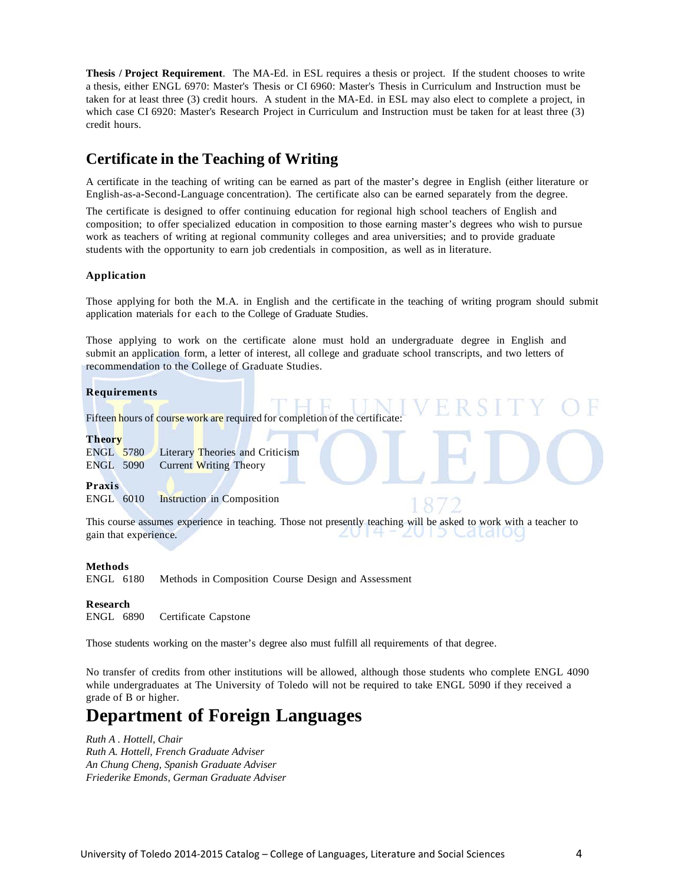**Thesis / Project Requirement**. The MA-Ed. in ESL requires a thesis or project. If the student chooses to write a thesis, either ENGL 6970: Master's Thesis or CI 6960: Master's Thesis in Curriculum and Instruction must be taken for at least three (3) credit hours. A student in the MA-Ed. in ESL may also elect to complete a project, in which case CI 6920: Master's Research Project in Curriculum and Instruction must be taken for at least three (3) credit hours.

## Certificate in the Teaching of Writing

A certificate in the teaching of writing can be earned as part of the master's degree in English (either literature or English-as-a-Second-Language concentration). The certificate also can be earned separately from the degree.

The certificate is designed to offer continuing education for regional high school teachers of English and composition; to offer specialized education in composition to those earning master's degrees who wish to pursue work as teachers of writing at regional community colleges and area universities; and to provide graduate students with the opportunity to earn job credentials in composition, as well as in literature.

### Application

Those applying for both the M.A. in English and the certificate in the teaching of writing program should submit application materials for each to the College of Graduate Studies.

Those applying to work on the certificate alone must hold an undergraduate degree in English and submit an application form, a letter of interest, all college and graduate school transcripts, and two letters of recommendation to the College of Graduate Studies.

### Requirements

Fifteen hours of course work are required for completion of the certificate:

**Theory**
ENGL 5780 Literary Theories and Criticism
ENGL 5090 Current Writing Theory

**Praxis**
ENGL 6010 Instruction in Composition

This course assumes experience in teaching. Those not presently teaching will be asked to work with a teacher to gain that experience.

**Methods**
ENGL 6180 Methods in Composition Course Design and Assessment

**Research**
ENGL 6890 Certificate Capstone

Those students working on the master's degree also must fulfill all requirements of that degree.

No transfer of credits from other institutions will be allowed, although those students who complete ENGL 4090 while undergraduates at The University of Toledo will not be required to take ENGL 5090 if they received a grade of B or higher.

# Department of Foreign Languages

*Ruth A . Hottell, Chair*
*Ruth A. Hottell, French Graduate Adviser*
*An Chung Cheng, Spanish Graduate Adviser*
*Friederike Emonds, German Graduate Adviser*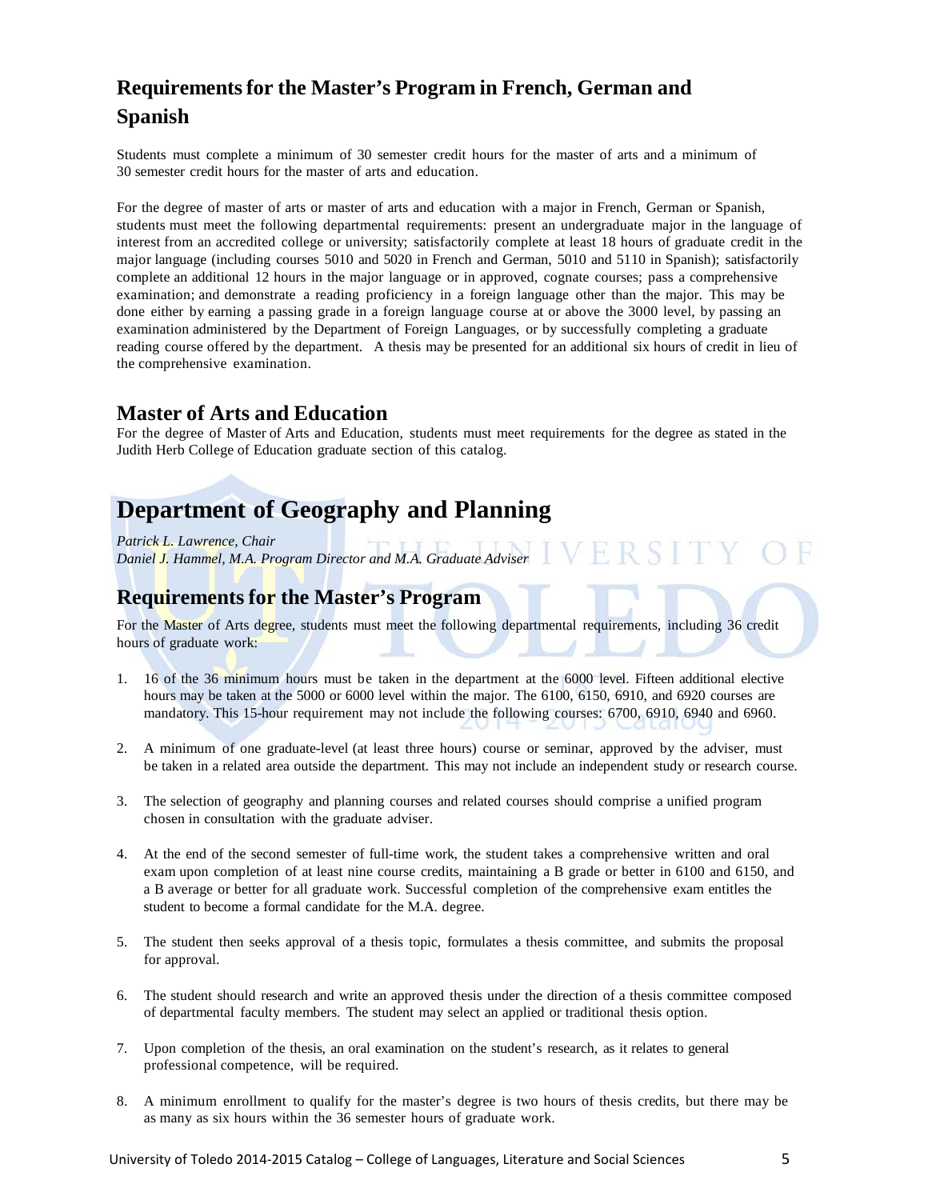## Requirements for the Master's Program in French, German and Spanish

Students must complete a minimum of 30 semester credit hours for the master of arts and a minimum of 30 semester credit hours for the master of arts and education.

For the degree of master of arts or master of arts and education with a major in French, German or Spanish, students must meet the following departmental requirements: present an undergraduate major in the language of interest from an accredited college or university; satisfactorily complete at least 18 hours of graduate credit in the major language (including courses 5010 and 5020 in French and German, 5010 and 5110 in Spanish); satisfactorily complete an additional 12 hours in the major language or in approved, cognate courses; pass a comprehensive examination; and demonstrate a reading proficiency in a foreign language other than the major. This may be done either by earning a passing grade in a foreign language course at or above the 3000 level, by passing an examination administered by the Department of Foreign Languages, or by successfully completing a graduate reading course offered by the department. A thesis may be presented for an additional six hours of credit in lieu of the comprehensive examination.

### Master of Arts and Education

For the degree of Master of Arts and Education, students must meet requirements for the degree as stated in the Judith Herb College of Education graduate section of this catalog.

# Department of Geography and Planning

*Patrick L. Lawrence, Chair*
*Daniel J. Hammel, M.A. Program Director and M.A. Graduate Adviser*

## Requirements for the Master's Program

For the Master of Arts degree, students must meet the following departmental requirements, including 36 credit hours of graduate work:

1. 16 of the 36 minimum hours must be taken in the department at the 6000 level. Fifteen additional elective hours may be taken at the 5000 or 6000 level within the major. The 6100, 6150, 6910, and 6920 courses are mandatory. This 15-hour requirement may not include the following courses: 6700, 6910, 6940 and 6960.

2. A minimum of one graduate-level (at least three hours) course or seminar, approved by the adviser, must be taken in a related area outside the department. This may not include an independent study or research course.

3. The selection of geography and planning courses and related courses should comprise a unified program chosen in consultation with the graduate adviser.

4. At the end of the second semester of full-time work, the student takes a comprehensive written and oral exam upon completion of at least nine course credits, maintaining a B grade or better in 6100 and 6150, and a B average or better for all graduate work. Successful completion of the comprehensive exam entitles the student to become a formal candidate for the M.A. degree.

5. The student then seeks approval of a thesis topic, formulates a thesis committee, and submits the proposal for approval.

6. The student should research and write an approved thesis under the direction of a thesis committee composed of departmental faculty members. The student may select an applied or traditional thesis option.

7. Upon completion of the thesis, an oral examination on the student's research, as it relates to general professional competence, will be required.

8. A minimum enrollment to qualify for the master's degree is two hours of thesis credits, but there may be as many as six hours within the 36 semester hours of graduate work.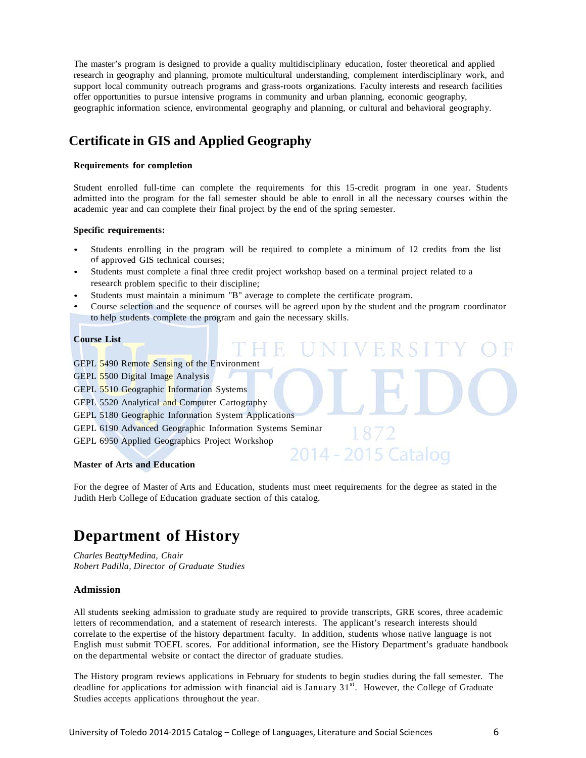The master's program is designed to provide a quality multidisciplinary education, foster theoretical and applied research in geography and planning, promote multicultural understanding, complement interdisciplinary work, and support local community outreach programs and grass-roots organizations. Faculty interests and research facilities offer opportunities to pursue intensive programs in community and urban planning, economic geography, geographic information science, environmental geography and planning, or cultural and behavioral geography.

## Certificate in GIS and Applied Geography

#### Requirements for completion

Student enrolled full-time can complete the requirements for this 15-credit program in one year. Students admitted into the program for the fall semester should be able to enroll in all the necessary courses within the academic year and can complete their final project by the end of the spring semester.

#### Specific requirements:

- Students enrolling in the program will be required to complete a minimum of 12 credits from the list of approved GIS technical courses;
- Students must complete a final three credit project workshop based on a terminal project related to a research problem specific to their discipline;
- Students must maintain a minimum "B" average to complete the certificate program.
- Course selection and the sequence of courses will be agreed upon by the student and the program coordinator to help students complete the program and gain the necessary skills.

#### Course List

GEPL 5490 Remote Sensing of the Environment
GEPL 5500 Digital Image Analysis
GEPL 5510 Geographic Information Systems
GEPL 5520 Analytical and Computer Cartography
GEPL 5180 Geographic Information System Applications
GEPL 6190 Advanced Geographic Information Systems Seminar
GEPL 6950 Applied Geographics Project Workshop

#### Master of Arts and Education

For the degree of Master of Arts and Education, students must meet requirements for the degree as stated in the Judith Herb College of Education graduate section of this catalog.

# Department of History

*Charles BeattyMedina, Chair*
*Robert Padilla, Director of Graduate Studies*

### Admission

All students seeking admission to graduate study are required to provide transcripts, GRE scores, three academic letters of recommendation, and a statement of research interests. The applicant's research interests should correlate to the expertise of the history department faculty. In addition, students whose native language is not English must submit TOEFL scores. For additional information, see the History Department's graduate handbook on the departmental website or contact the director of graduate studies.

The History program reviews applications in February for students to begin studies during the fall semester. The deadline for applications for admission with financial aid is January 31st. However, the College of Graduate Studies accepts applications throughout the year.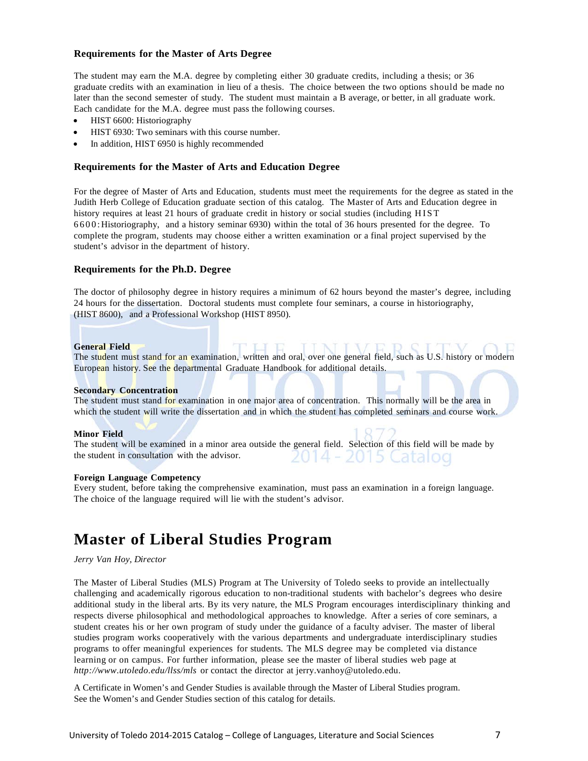### Requirements for the Master of Arts Degree

The student may earn the M.A. degree by completing either 30 graduate credits, including a thesis; or 36 graduate credits with an examination in lieu of a thesis. The choice between the two options should be made no later than the second semester of study. The student must maintain a B average, or better, in all graduate work. Each candidate for the M.A. degree must pass the following courses.

- HIST 6600: Historiography
- HIST 6930: Two seminars with this course number.
- In addition, HIST 6950 is highly recommended

### Requirements for the Master of Arts and Education Degree

For the degree of Master of Arts and Education, students must meet the requirements for the degree as stated in the Judith Herb College of Education graduate section of this catalog. The Master of Arts and Education degree in history requires at least 21 hours of graduate credit in history or social studies (including HIST 6600: Historiography, and a history seminar 6930) within the total of 36 hours presented for the degree. To complete the program, students may choose either a written examination or a final project supervised by the student's advisor in the department of history.

### Requirements for the Ph.D. Degree

The doctor of philosophy degree in history requires a minimum of 62 hours beyond the master's degree, including 24 hours for the dissertation. Doctoral students must complete four seminars, a course in historiography, (HIST 8600), and a Professional Workshop (HIST 8950).

**General Field**
The student must stand for an examination, written and oral, over one general field, such as U.S. history or modern European history. See the departmental Graduate Handbook for additional details.

**Secondary Concentration**
The student must stand for examination in one major area of concentration. This normally will be the area in which the student will write the dissertation and in which the student has completed seminars and course work.

**Minor Field**
The student will be examined in a minor area outside the general field. Selection of this field will be made by the student in consultation with the advisor.

**Foreign Language Competency**
Every student, before taking the comprehensive examination, must pass an examination in a foreign language. The choice of the language required will lie with the student's advisor.

# Master of Liberal Studies Program

*Jerry Van Hoy, Director*

The Master of Liberal Studies (MLS) Program at The University of Toledo seeks to provide an intellectually challenging and academically rigorous education to non-traditional students with bachelor's degrees who desire additional study in the liberal arts. By its very nature, the MLS Program encourages interdisciplinary thinking and respects diverse philosophical and methodological approaches to knowledge. After a series of core seminars, a student creates his or her own program of study under the guidance of a faculty adviser. The master of liberal studies program works cooperatively with the various departments and undergraduate interdisciplinary studies programs to offer meaningful experiences for students. The MLS degree may be completed via distance learning or on campus. For further information, please see the master of liberal studies web page at *http://www.utoledo.edu/llss/mls* or contact the director at jerry.vanhoy@utoledo.edu.

A Certificate in Women's and Gender Studies is available through the Master of Liberal Studies program. See the Women's and Gender Studies section of this catalog for details.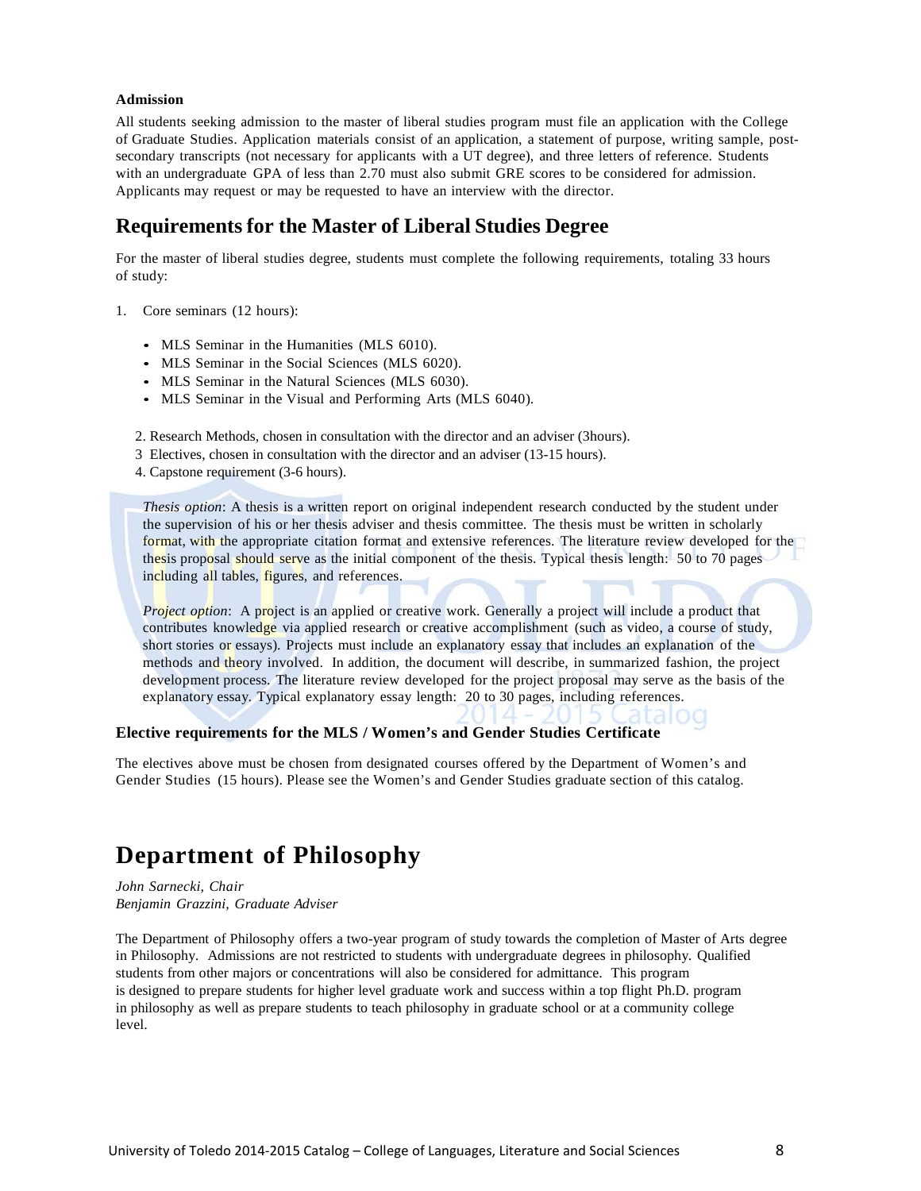**Admission**

All students seeking admission to the master of liberal studies program must file an application with the College of Graduate Studies. Application materials consist of an application, a statement of purpose, writing sample, post-secondary transcripts (not necessary for applicants with a UT degree), and three letters of reference. Students with an undergraduate GPA of less than 2.70 must also submit GRE scores to be considered for admission. Applicants may request or may be requested to have an interview with the director.

## Requirements for the Master of Liberal Studies Degree

For the master of liberal studies degree, students must complete the following requirements, totaling 33 hours of study:

1. Core seminars (12 hours):

   - MLS Seminar in the Humanities (MLS 6010).
   - MLS Seminar in the Social Sciences (MLS 6020).
   - MLS Seminar in the Natural Sciences (MLS 6030).
   - MLS Seminar in the Visual and Performing Arts (MLS 6040).

2. Research Methods, chosen in consultation with the director and an adviser (3hours).
3. Electives, chosen in consultation with the director and an adviser (13-15 hours).
4. Capstone requirement (3-6 hours).

*Thesis option*: A thesis is a written report on original independent research conducted by the student under the supervision of his or her thesis adviser and thesis committee. The thesis must be written in scholarly format, with the appropriate citation format and extensive references. The literature review developed for the thesis proposal should serve as the initial component of the thesis. Typical thesis length: 50 to 70 pages including all tables, figures, and references.

*Project option*: A project is an applied or creative work. Generally a project will include a product that contributes knowledge via applied research or creative accomplishment (such as video, a course of study, short stories or essays). Projects must include an explanatory essay that includes an explanation of the methods and theory involved. In addition, the document will describe, in summarized fashion, the project development process. The literature review developed for the project proposal may serve as the basis of the explanatory essay. Typical explanatory essay length: 20 to 30 pages, including references.

**Elective requirements for the MLS / Women's and Gender Studies Certificate**

The electives above must be chosen from designated courses offered by the Department of Women's and Gender Studies (15 hours). Please see the Women's and Gender Studies graduate section of this catalog.

# Department of Philosophy

*John Sarnecki, Chair*
*Benjamin Grazzini, Graduate Adviser*

The Department of Philosophy offers a two-year program of study towards the completion of Master of Arts degree in Philosophy. Admissions are not restricted to students with undergraduate degrees in philosophy. Qualified students from other majors or concentrations will also be considered for admittance. This program is designed to prepare students for higher level graduate work and success within a top flight Ph.D. program in philosophy as well as prepare students to teach philosophy in graduate school or at a community college level.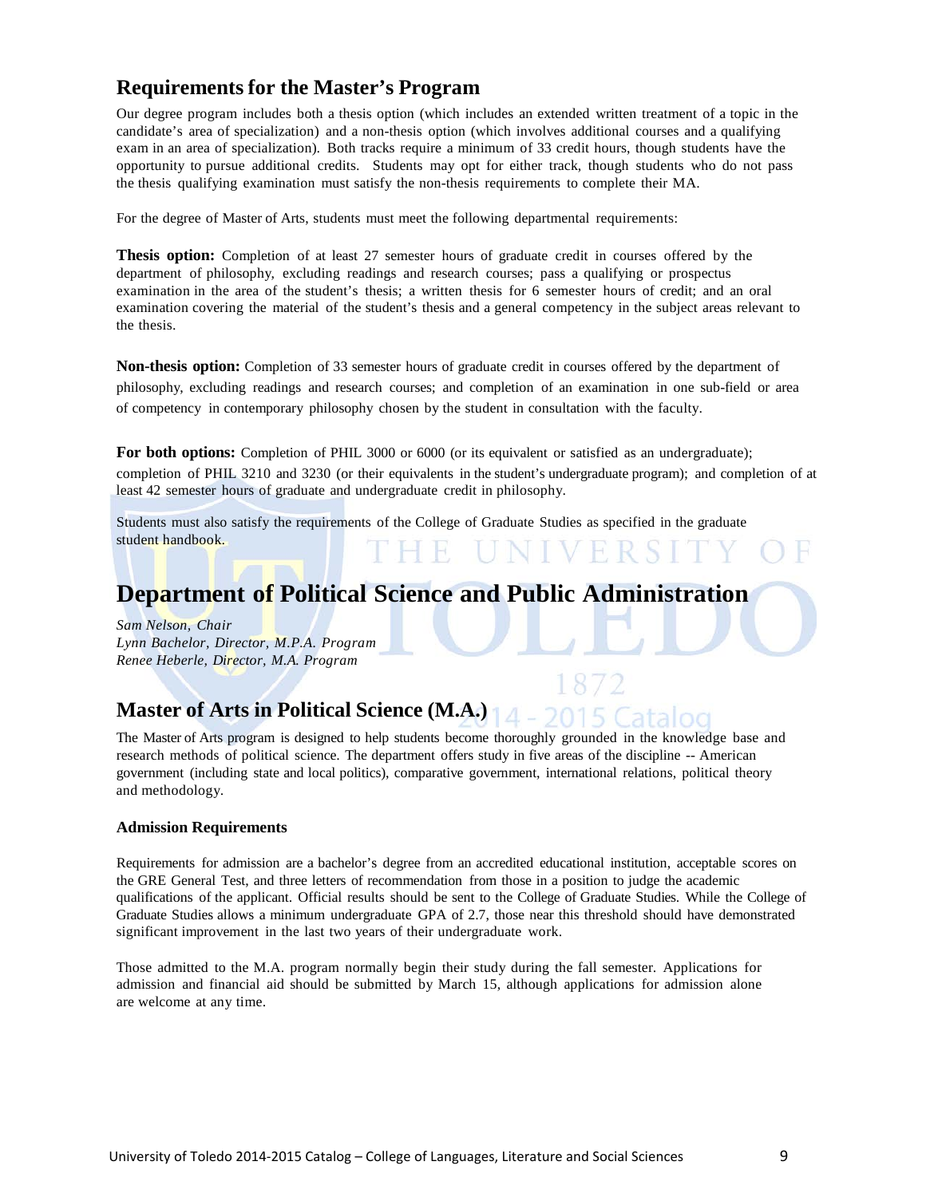## Requirements for the Master's Program

Our degree program includes both a thesis option (which includes an extended written treatment of a topic in the candidate's area of specialization) and a non-thesis option (which involves additional courses and a qualifying exam in an area of specialization). Both tracks require a minimum of 33 credit hours, though students have the opportunity to pursue additional credits. Students may opt for either track, though students who do not pass the thesis qualifying examination must satisfy the non-thesis requirements to complete their MA.

For the degree of Master of Arts, students must meet the following departmental requirements:

**Thesis option:** Completion of at least 27 semester hours of graduate credit in courses offered by the department of philosophy, excluding readings and research courses; pass a qualifying or prospectus examination in the area of the student's thesis; a written thesis for 6 semester hours of credit; and an oral examination covering the material of the student's thesis and a general competency in the subject areas relevant to the thesis.

**Non-thesis option:** Completion of 33 semester hours of graduate credit in courses offered by the department of philosophy, excluding readings and research courses; and completion of an examination in one sub-field or area of competency in contemporary philosophy chosen by the student in consultation with the faculty.

**For both options:** Completion of PHIL 3000 or 6000 (or its equivalent or satisfied as an undergraduate); completion of PHIL 3210 and 3230 (or their equivalents in the student's undergraduate program); and completion of at least 42 semester hours of graduate and undergraduate credit in philosophy.

Students must also satisfy the requirements of the College of Graduate Studies as specified in the graduate student handbook.

# Department of Political Science and Public Administration

*Sam Nelson, Chair*
*Lynn Bachelor, Director, M.P.A. Program*
*Renee Heberle, Director, M.A. Program*

## Master of Arts in Political Science (M.A.)

The Master of Arts program is designed to help students become thoroughly grounded in the knowledge base and research methods of political science. The department offers study in five areas of the discipline -- American government (including state and local politics), comparative government, international relations, political theory and methodology.

### Admission Requirements

Requirements for admission are a bachelor's degree from an accredited educational institution, acceptable scores on the GRE General Test, and three letters of recommendation from those in a position to judge the academic qualifications of the applicant. Official results should be sent to the College of Graduate Studies. While the College of Graduate Studies allows a minimum undergraduate GPA of 2.7, those near this threshold should have demonstrated significant improvement in the last two years of their undergraduate work.

Those admitted to the M.A. program normally begin their study during the fall semester. Applications for admission and financial aid should be submitted by March 15, although applications for admission alone are welcome at any time.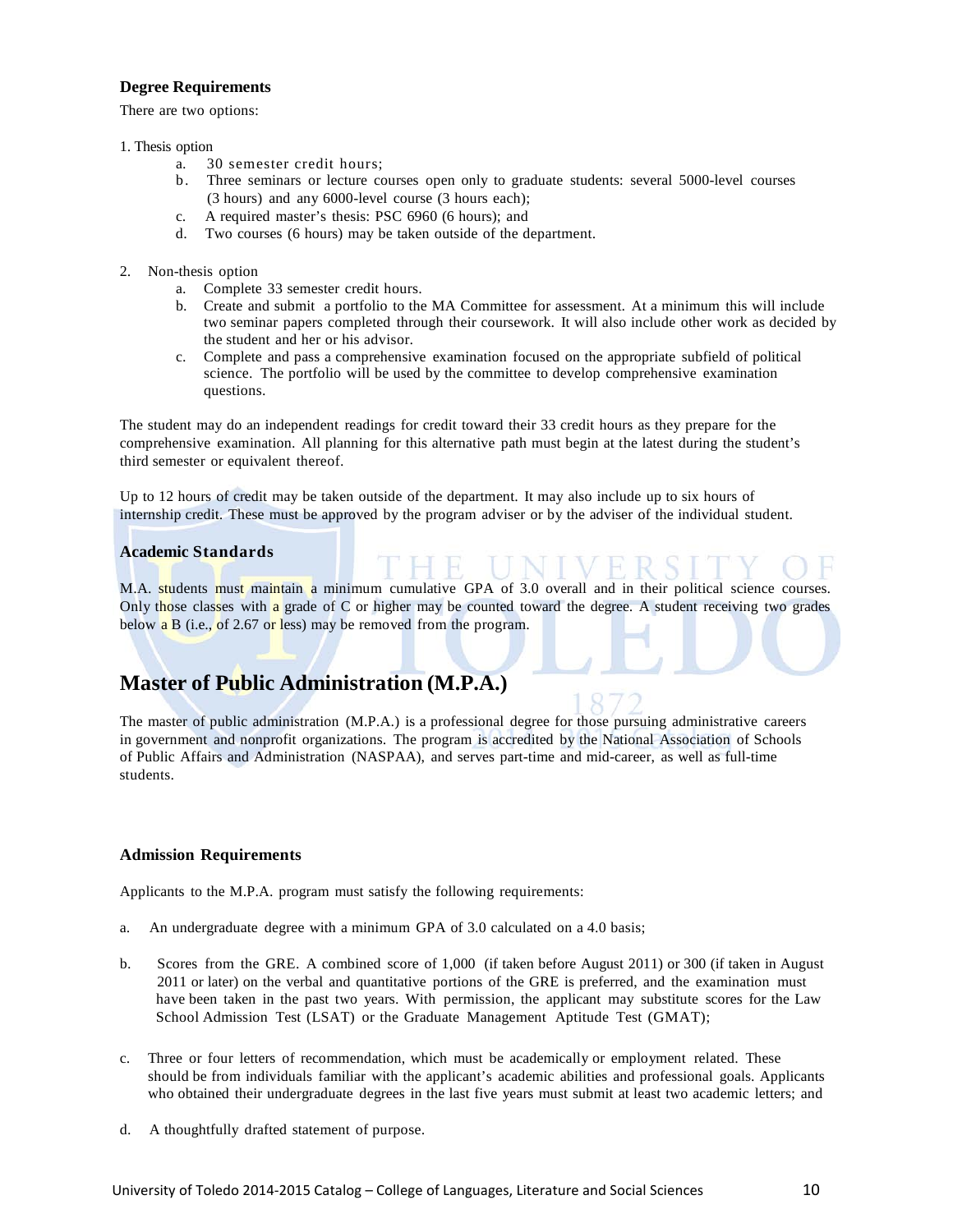### Degree Requirements

There are two options:

1. Thesis option
    a. 30 semester credit hours;
    b. Three seminars or lecture courses open only to graduate students: several 5000-level courses (3 hours) and any 6000-level course (3 hours each);
    c. A required master's thesis: PSC 6960 (6 hours); and
    d. Two courses (6 hours) may be taken outside of the department.

2. Non-thesis option
    a. Complete 33 semester credit hours.
    b. Create and submit a portfolio to the MA Committee for assessment. At a minimum this will include two seminar papers completed through their coursework. It will also include other work as decided by the student and her or his advisor.
    c. Complete and pass a comprehensive examination focused on the appropriate subfield of political science. The portfolio will be used by the committee to develop comprehensive examination questions.

The student may do an independent readings for credit toward their 33 credit hours as they prepare for the comprehensive examination. All planning for this alternative path must begin at the latest during the student's third semester or equivalent thereof.

Up to 12 hours of credit may be taken outside of the department. It may also include up to six hours of internship credit. These must be approved by the program adviser or by the adviser of the individual student.

### Academic Standards

M.A. students must maintain a minimum cumulative GPA of 3.0 overall and in their political science courses. Only those classes with a grade of C or higher may be counted toward the degree. A student receiving two grades below a B (i.e., of 2.67 or less) may be removed from the program.

## Master of Public Administration (M.P.A.)

The master of public administration (M.P.A.) is a professional degree for those pursuing administrative careers in government and nonprofit organizations. The program is accredited by the National Association of Schools of Public Affairs and Administration (NASPAA), and serves part-time and mid-career, as well as full-time students.

### Admission Requirements

Applicants to the M.P.A. program must satisfy the following requirements:

a. An undergraduate degree with a minimum GPA of 3.0 calculated on a 4.0 basis;

b. Scores from the GRE. A combined score of 1,000 (if taken before August 2011) or 300 (if taken in August 2011 or later) on the verbal and quantitative portions of the GRE is preferred, and the examination must have been taken in the past two years. With permission, the applicant may substitute scores for the Law School Admission Test (LSAT) or the Graduate Management Aptitude Test (GMAT);

c. Three or four letters of recommendation, which must be academically or employment related. These should be from individuals familiar with the applicant's academic abilities and professional goals. Applicants who obtained their undergraduate degrees in the last five years must submit at least two academic letters; and

d. A thoughtfully drafted statement of purpose.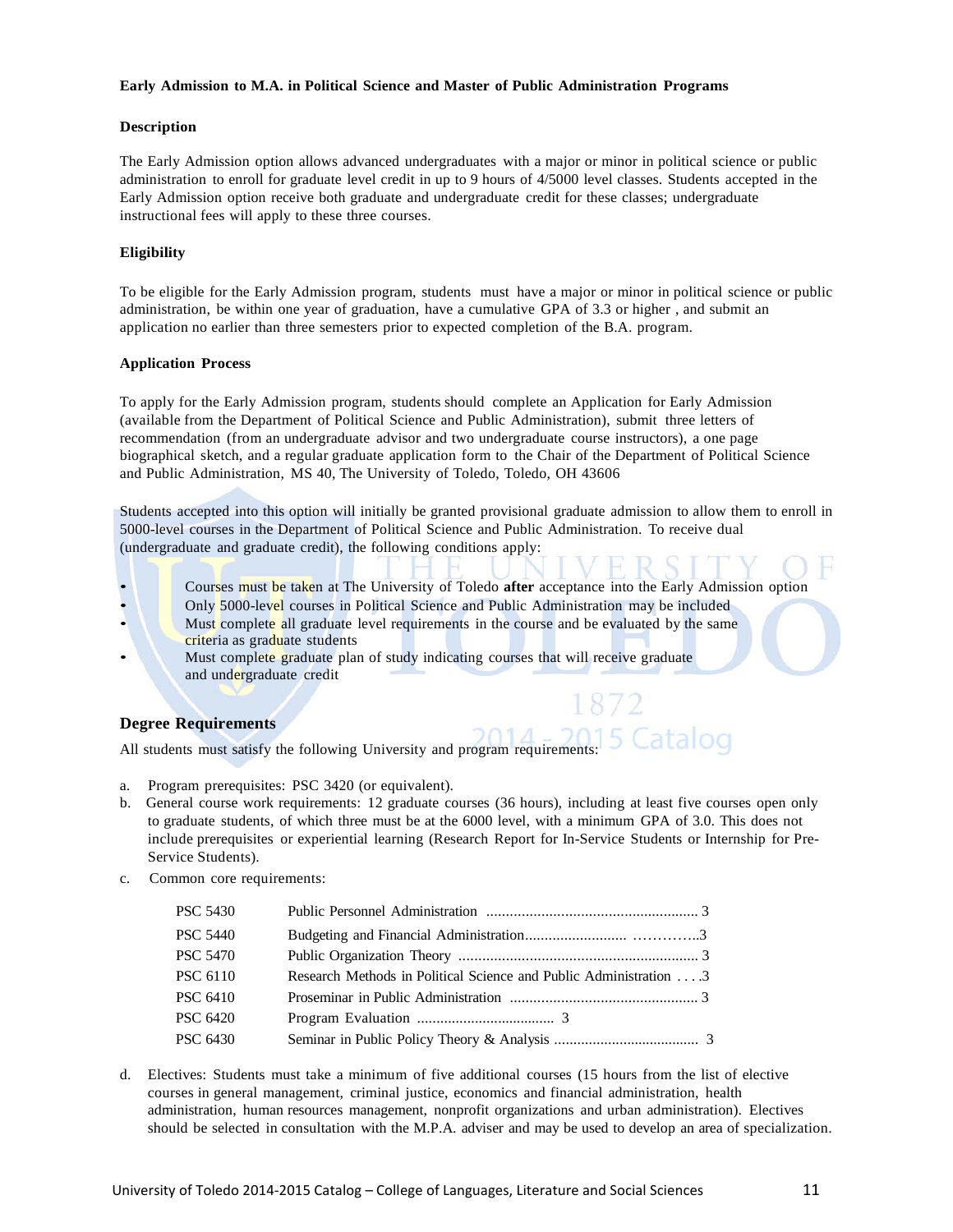**Early Admission to M.A. in Political Science and Master of Public Administration Programs**

**Description**

The Early Admission option allows advanced undergraduates with a major or minor in political science or public administration to enroll for graduate level credit in up to 9 hours of 4/5000 level classes. Students accepted in the Early Admission option receive both graduate and undergraduate credit for these classes; undergraduate instructional fees will apply to these three courses.

**Eligibility**

To be eligible for the Early Admission program, students must have a major or minor in political science or public administration, be within one year of graduation, have a cumulative GPA of 3.3 or higher , and submit an application no earlier than three semesters prior to expected completion of the B.A. program.

**Application Process**

To apply for the Early Admission program, students should complete an Application for Early Admission (available from the Department of Political Science and Public Administration), submit three letters of recommendation (from an undergraduate advisor and two undergraduate course instructors), a one page biographical sketch, and a regular graduate application form to the Chair of the Department of Political Science and Public Administration, MS 40, The University of Toledo, Toledo, OH 43606

Students accepted into this option will initially be granted provisional graduate admission to allow them to enroll in 5000-level courses in the Department of Political Science and Public Administration. To receive dual (undergraduate and graduate credit), the following conditions apply:

- Courses must be taken at The University of Toledo **after** acceptance into the Early Admission option
- Only 5000-level courses in Political Science and Public Administration may be included
- Must complete all graduate level requirements in the course and be evaluated by the same criteria as graduate students
- Must complete graduate plan of study indicating courses that will receive graduate and undergraduate credit

## Degree Requirements

All students must satisfy the following University and program requirements:

a. Program prerequisites: PSC 3420 (or equivalent).

b. General course work requirements: 12 graduate courses (36 hours), including at least five courses open only to graduate students, of which three must be at the 6000 level, with a minimum GPA of 3.0. This does not include prerequisites or experiential learning (Research Report for In-Service Students or Internship for Pre-Service Students).

c. Common core requirements:

| | | |
|---|---|---|
| PSC 5430 | Public Personnel Administration | 3 |
| PSC 5440 | Budgeting and Financial Administration | 3 |
| PSC 5470 | Public Organization Theory | 3 |
| PSC 6110 | Research Methods in Political Science and Public Administration | 3 |
| PSC 6410 | Proseminar in Public Administration | 3 |
| PSC 6420 | Program Evaluation | 3 |
| PSC 6430 | Seminar in Public Policy Theory & Analysis | 3 |

d. Electives: Students must take a minimum of five additional courses (15 hours from the list of elective courses in general management, criminal justice, economics and financial administration, health administration, human resources management, nonprofit organizations and urban administration). Electives should be selected in consultation with the M.P.A. adviser and may be used to develop an area of specialization.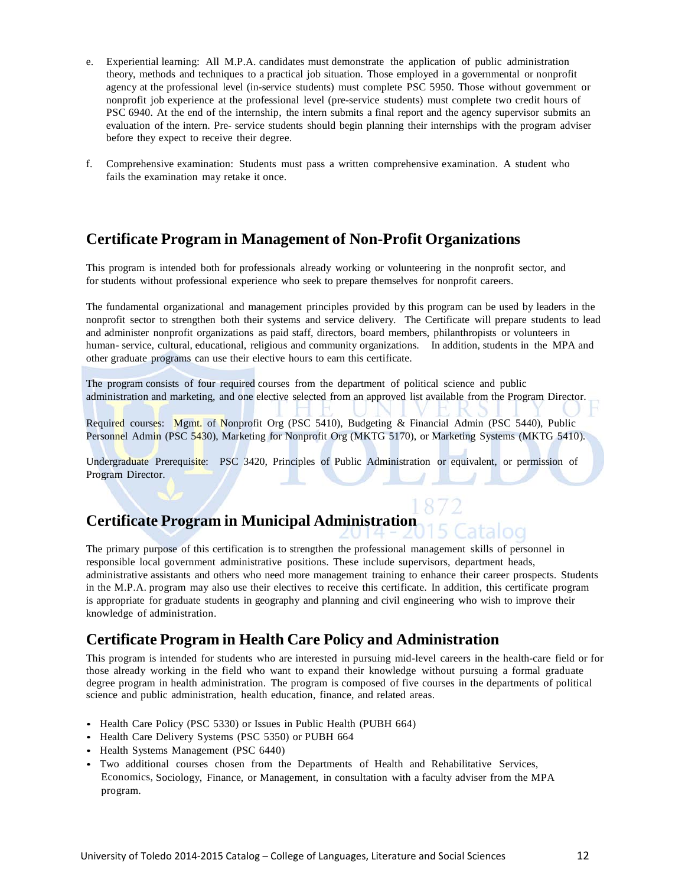e. Experiential learning: All M.P.A. candidates must demonstrate the application of public administration theory, methods and techniques to a practical job situation. Those employed in a governmental or nonprofit agency at the professional level (in-service students) must complete PSC 5950. Those without government or nonprofit job experience at the professional level (pre-service students) must complete two credit hours of PSC 6940. At the end of the internship, the intern submits a final report and the agency supervisor submits an evaluation of the intern. Pre- service students should begin planning their internships with the program adviser before they expect to receive their degree.

f. Comprehensive examination: Students must pass a written comprehensive examination. A student who fails the examination may retake it once.

## Certificate Program in Management of Non-Profit Organizations

This program is intended both for professionals already working or volunteering in the nonprofit sector, and for students without professional experience who seek to prepare themselves for nonprofit careers.

The fundamental organizational and management principles provided by this program can be used by leaders in the nonprofit sector to strengthen both their systems and service delivery. The Certificate will prepare students to lead and administer nonprofit organizations as paid staff, directors, board members, philanthropists or volunteers in human- service, cultural, educational, religious and community organizations. In addition, students in the MPA and other graduate programs can use their elective hours to earn this certificate.

The program consists of four required courses from the department of political science and public administration and marketing, and one elective selected from an approved list available from the Program Director.

Required courses: Mgmt. of Nonprofit Org (PSC 5410), Budgeting & Financial Admin (PSC 5440), Public Personnel Admin (PSC 5430), Marketing for Nonprofit Org (MKTG 5170), or Marketing Systems (MKTG 5410).

Undergraduate Prerequisite: PSC 3420, Principles of Public Administration or equivalent, or permission of Program Director.

## Certificate Program in Municipal Administration

The primary purpose of this certification is to strengthen the professional management skills of personnel in responsible local government administrative positions. These include supervisors, department heads, administrative assistants and others who need more management training to enhance their career prospects. Students in the M.P.A. program may also use their electives to receive this certificate. In addition, this certificate program is appropriate for graduate students in geography and planning and civil engineering who wish to improve their knowledge of administration.

## Certificate Program in Health Care Policy and Administration

This program is intended for students who are interested in pursuing mid-level careers in the health-care field or for those already working in the field who want to expand their knowledge without pursuing a formal graduate degree program in health administration. The program is composed of five courses in the departments of political science and public administration, health education, finance, and related areas.

- Health Care Policy (PSC 5330) or Issues in Public Health (PUBH 664)
- Health Care Delivery Systems (PSC 5350) or PUBH 664
- Health Systems Management (PSC 6440)
- Two additional courses chosen from the Departments of Health and Rehabilitative Services, Economics, Sociology, Finance, or Management, in consultation with a faculty adviser from the MPA program.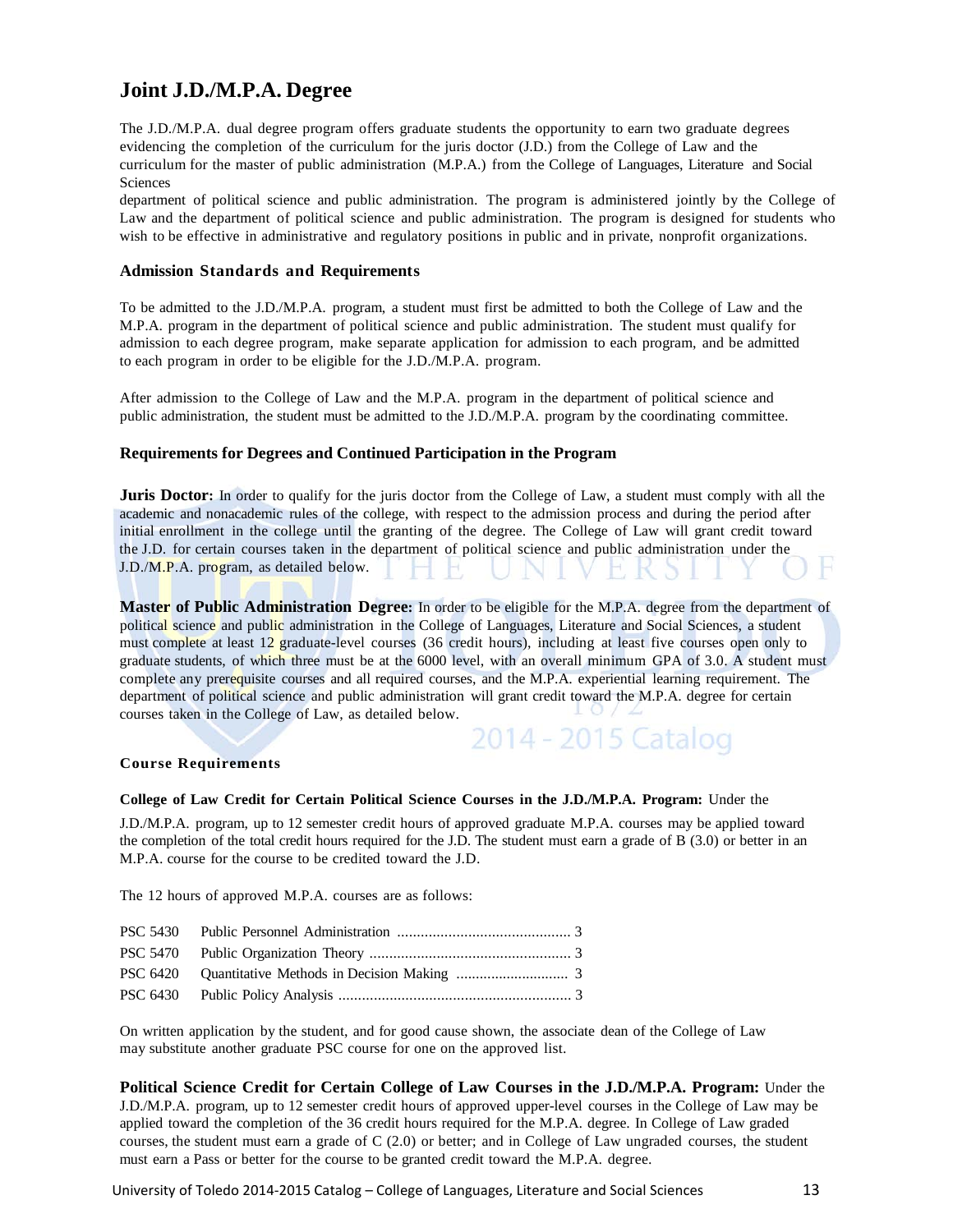## Joint J.D./M.P.A. Degree

The J.D./M.P.A. dual degree program offers graduate students the opportunity to earn two graduate degrees evidencing the completion of the curriculum for the juris doctor (J.D.) from the College of Law and the curriculum for the master of public administration (M.P.A.) from the College of Languages, Literature and Social Sciences

department of political science and public administration. The program is administered jointly by the College of Law and the department of political science and public administration. The program is designed for students who wish to be effective in administrative and regulatory positions in public and in private, nonprofit organizations.

### Admission Standards and Requirements

To be admitted to the J.D./M.P.A. program, a student must first be admitted to both the College of Law and the M.P.A. program in the department of political science and public administration. The student must qualify for admission to each degree program, make separate application for admission to each program, and be admitted to each program in order to be eligible for the J.D./M.P.A. program.

After admission to the College of Law and the M.P.A. program in the department of political science and public administration, the student must be admitted to the J.D./M.P.A. program by the coordinating committee.

### Requirements for Degrees and Continued Participation in the Program

**Juris Doctor:** In order to qualify for the juris doctor from the College of Law, a student must comply with all the academic and nonacademic rules of the college, with respect to the admission process and during the period after initial enrollment in the college until the granting of the degree. The College of Law will grant credit toward the J.D. for certain courses taken in the department of political science and public administration under the J.D./M.P.A. program, as detailed below.

**Master of Public Administration Degree:** In order to be eligible for the M.P.A. degree from the department of political science and public administration in the College of Languages, Literature and Social Sciences, a student must complete at least 12 graduate-level courses (36 credit hours), including at least five courses open only to graduate students, of which three must be at the 6000 level, with an overall minimum GPA of 3.0. A student must complete any prerequisite courses and all required courses, and the M.P.A. experiential learning requirement. The department of political science and public administration will grant credit toward the M.P.A. degree for certain courses taken in the College of Law, as detailed below.

### Course Requirements

**College of Law Credit for Certain Political Science Courses in the J.D./M.P.A. Program:** Under the J.D./M.P.A. program, up to 12 semester credit hours of approved graduate M.P.A. courses may be applied toward the completion of the total credit hours required for the J.D. The student must earn a grade of B (3.0) or better in an M.P.A. course for the course to be credited toward the J.D.

The 12 hours of approved M.P.A. courses are as follows:

| | | |
|---|---|---|
| PSC 5430 | Public Personnel Administration | 3 |
| PSC 5470 | Public Organization Theory | 3 |
| PSC 6420 | Quantitative Methods in Decision Making | 3 |
| PSC 6430 | Public Policy Analysis | 3 |

On written application by the student, and for good cause shown, the associate dean of the College of Law may substitute another graduate PSC course for one on the approved list.

**Political Science Credit for Certain College of Law Courses in the J.D./M.P.A. Program:** Under the J.D./M.P.A. program, up to 12 semester credit hours of approved upper-level courses in the College of Law may be applied toward the completion of the 36 credit hours required for the M.P.A. degree. In College of Law graded courses, the student must earn a grade of C (2.0) or better; and in College of Law ungraded courses, the student must earn a Pass or better for the course to be granted credit toward the M.P.A. degree.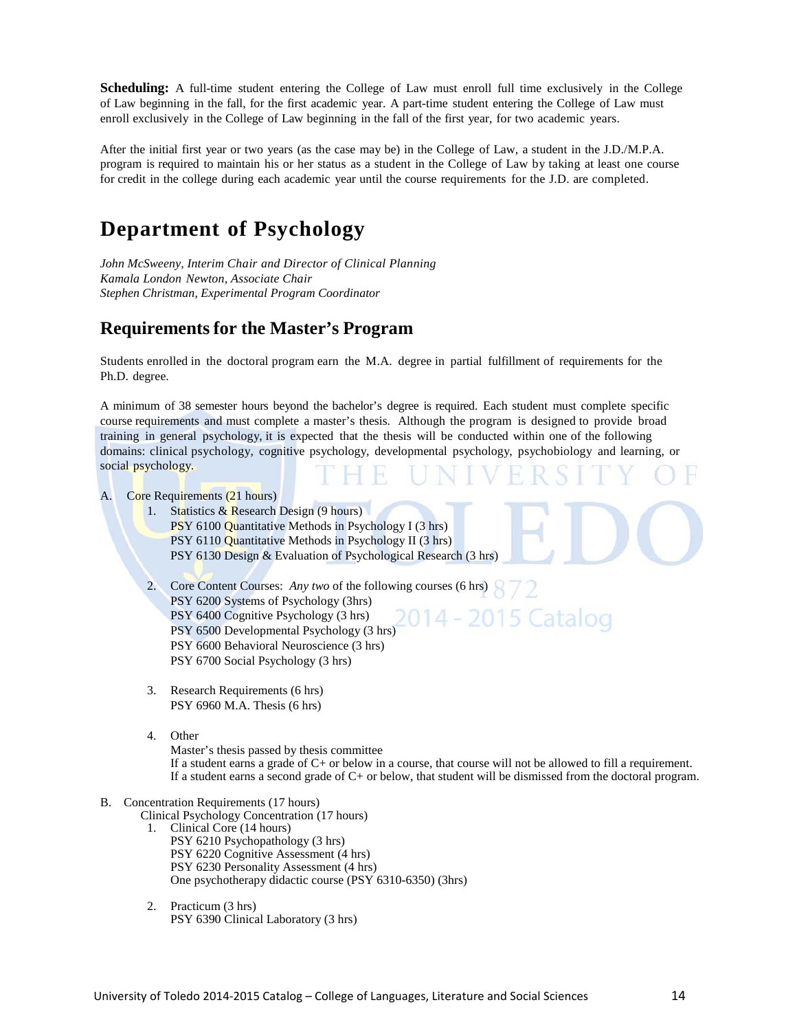**Scheduling:** A full-time student entering the College of Law must enroll full time exclusively in the College of Law beginning in the fall, for the first academic year. A part-time student entering the College of Law must enroll exclusively in the College of Law beginning in the fall of the first year, for two academic years.

After the initial first year or two years (as the case may be) in the College of Law, a student in the J.D./M.P.A. program is required to maintain his or her status as a student in the College of Law by taking at least one course for credit in the college during each academic year until the course requirements for the J.D. are completed.

# Department of Psychology

*John McSweeny, Interim Chair and Director of Clinical Planning*
*Kamala London Newton, Associate Chair*
*Stephen Christman, Experimental Program Coordinator*

## Requirements for the Master's Program

Students enrolled in the doctoral program earn the M.A. degree in partial fulfillment of requirements for the Ph.D. degree.

A minimum of 38 semester hours beyond the bachelor's degree is required. Each student must complete specific course requirements and must complete a master's thesis. Although the program is designed to provide broad training in general psychology, it is expected that the thesis will be conducted within one of the following domains: clinical psychology, cognitive psychology, developmental psychology, psychobiology and learning, or social psychology.

A. Core Requirements (21 hours)
   1. Statistics & Research Design (9 hours)
      PSY 6100 Quantitative Methods in Psychology I (3 hrs)
      PSY 6110 Quantitative Methods in Psychology II (3 hrs)
      PSY 6130 Design & Evaluation of Psychological Research (3 hrs)

   2. Core Content Courses: *Any two* of the following courses (6 hrs)
      PSY 6200 Systems of Psychology (3hrs)
      PSY 6400 Cognitive Psychology (3 hrs)
      PSY 6500 Developmental Psychology (3 hrs)
      PSY 6600 Behavioral Neuroscience (3 hrs)
      PSY 6700 Social Psychology (3 hrs)

   3. Research Requirements (6 hrs)
      PSY 6960 M.A. Thesis (6 hrs)

   4. Other
      Master's thesis passed by thesis committee
      If a student earns a grade of C+ or below in a course, that course will not be allowed to fill a requirement.
      If a student earns a second grade of C+ or below, that student will be dismissed from the doctoral program.

B. Concentration Requirements (17 hours)
   Clinical Psychology Concentration (17 hours)
   1. Clinical Core (14 hours)
      PSY 6210 Psychopathology (3 hrs)
      PSY 6220 Cognitive Assessment (4 hrs)
      PSY 6230 Personality Assessment (4 hrs)
      One psychotherapy didactic course (PSY 6310-6350) (3hrs)

   2. Practicum (3 hrs)
      PSY 6390 Clinical Laboratory (3 hrs)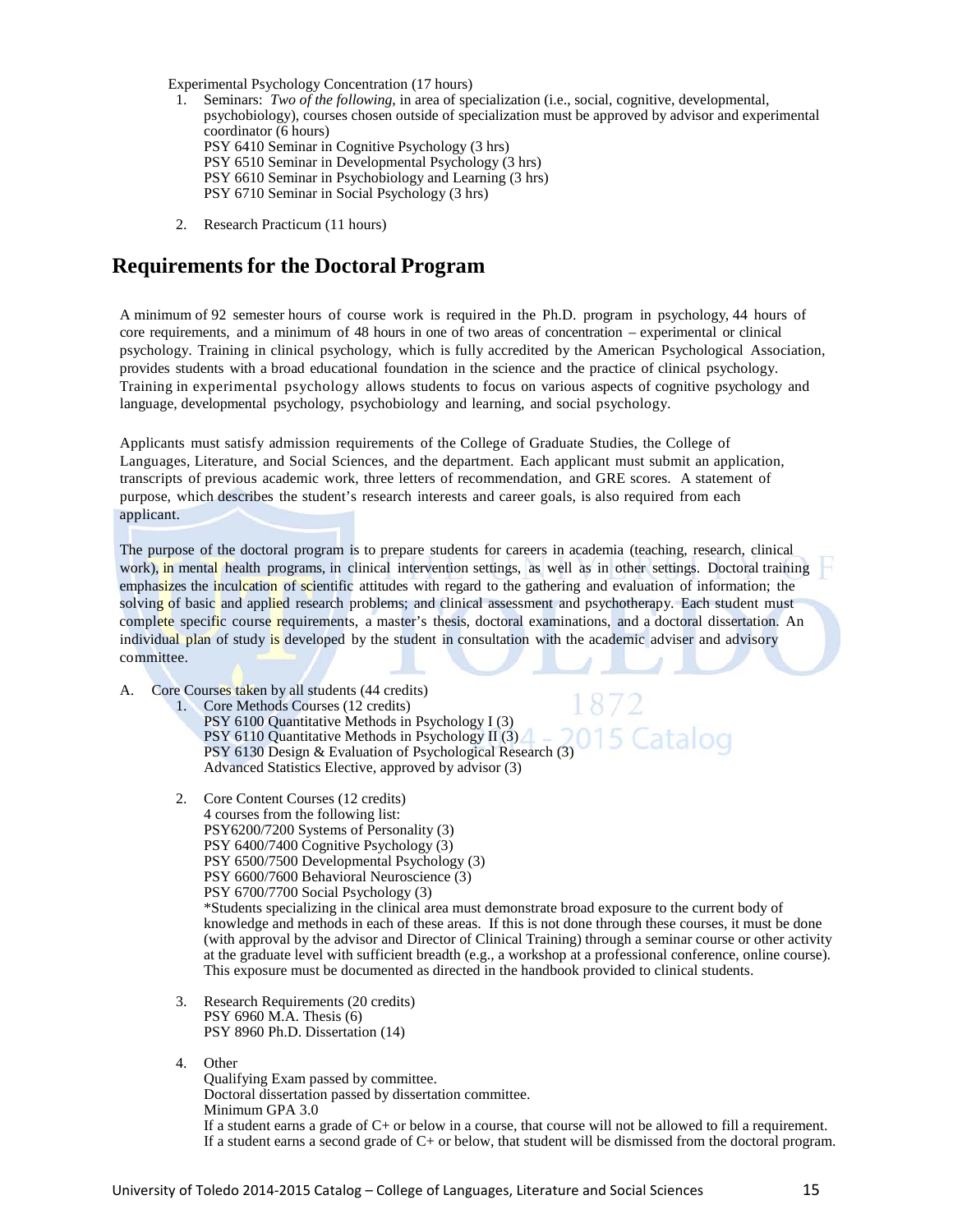Experimental Psychology Concentration (17 hours)

1. Seminars: *Two of the following*, in area of specialization (i.e., social, cognitive, developmental, psychobiology), courses chosen outside of specialization must be approved by advisor and experimental coordinator (6 hours)
   PSY 6410 Seminar in Cognitive Psychology (3 hrs)
   PSY 6510 Seminar in Developmental Psychology (3 hrs)
   PSY 6610 Seminar in Psychobiology and Learning (3 hrs)
   PSY 6710 Seminar in Social Psychology (3 hrs)

2. Research Practicum (11 hours)

## Requirements for the Doctoral Program

A minimum of 92 semester hours of course work is required in the Ph.D. program in psychology, 44 hours of core requirements, and a minimum of 48 hours in one of two areas of concentration – experimental or clinical psychology. Training in clinical psychology, which is fully accredited by the American Psychological Association, provides students with a broad educational foundation in the science and the practice of clinical psychology. Training in experimental psychology allows students to focus on various aspects of cognitive psychology and language, developmental psychology, psychobiology and learning, and social psychology.

Applicants must satisfy admission requirements of the College of Graduate Studies, the College of Languages, Literature, and Social Sciences, and the department. Each applicant must submit an application, transcripts of previous academic work, three letters of recommendation, and GRE scores. A statement of purpose, which describes the student's research interests and career goals, is also required from each applicant.

The purpose of the doctoral program is to prepare students for careers in academia (teaching, research, clinical work), in mental health programs, in clinical intervention settings, as well as in other settings. Doctoral training emphasizes the inculcation of scientific attitudes with regard to the gathering and evaluation of information; the solving of basic and applied research problems; and clinical assessment and psychotherapy. Each student must complete specific course requirements, a master's thesis, doctoral examinations, and a doctoral dissertation. An individual plan of study is developed by the student in consultation with the academic adviser and advisory committee.

A. Core Courses taken by all students (44 credits)

1. Core Methods Courses (12 credits)
   PSY 6100 Quantitative Methods in Psychology I (3)
   PSY 6110 Quantitative Methods in Psychology II (3)
   PSY 6130 Design & Evaluation of Psychological Research (3)
   Advanced Statistics Elective, approved by advisor (3)

2. Core Content Courses (12 credits)
   4 courses from the following list:
   PSY6200/7200 Systems of Personality (3)
   PSY 6400/7400 Cognitive Psychology (3)
   PSY 6500/7500 Developmental Psychology (3)
   PSY 6600/7600 Behavioral Neuroscience (3)
   PSY 6700/7700 Social Psychology (3)
   *Students specializing in the clinical area must demonstrate broad exposure to the current body of knowledge and methods in each of these areas. If this is not done through these courses, it must be done (with approval by the advisor and Director of Clinical Training) through a seminar course or other activity at the graduate level with sufficient breadth (e.g., a workshop at a professional conference, online course). This exposure must be documented as directed in the handbook provided to clinical students.

3. Research Requirements (20 credits)
   PSY 6960 M.A. Thesis (6)
   PSY 8960 Ph.D. Dissertation (14)

4. Other
   Qualifying Exam passed by committee.
   Doctoral dissertation passed by dissertation committee.
   Minimum GPA 3.0
   If a student earns a grade of C+ or below in a course, that course will not be allowed to fill a requirement.
   If a student earns a second grade of C+ or below, that student will be dismissed from the doctoral program.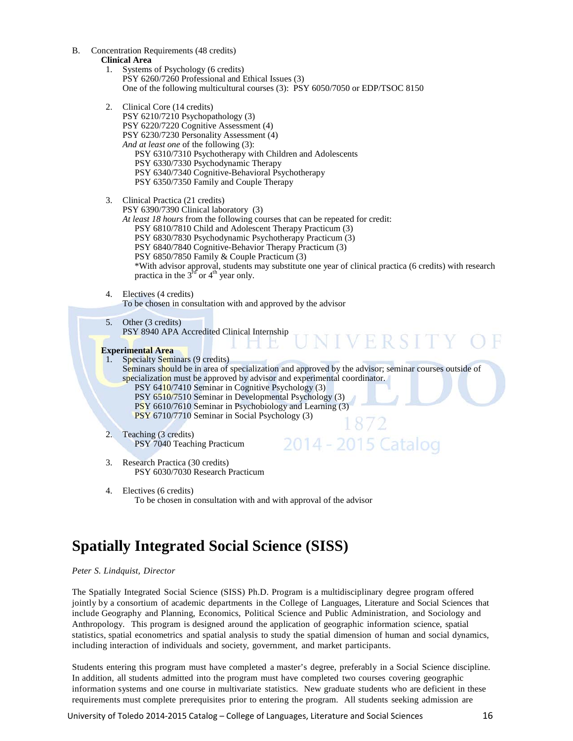B. Concentration Requirements (48 credits)

**Clinical Area**

1. Systems of Psychology (6 credits)
   PSY 6260/7260 Professional and Ethical Issues (3)
   One of the following multicultural courses (3): PSY 6050/7050 or EDP/TSOC 8150

2. Clinical Core (14 credits)
   PSY 6210/7210 Psychopathology (3)
   PSY 6220/7220 Cognitive Assessment (4)
   PSY 6230/7230 Personality Assessment (4)
   *And at least one* of the following (3):
   - PSY 6310/7310 Psychotherapy with Children and Adolescents
   - PSY 6330/7330 Psychodynamic Therapy
   - PSY 6340/7340 Cognitive-Behavioral Psychotherapy
   - PSY 6350/7350 Family and Couple Therapy

3. Clinical Practica (21 credits)
   PSY 6390/7390 Clinical laboratory (3)
   *At least 18 hours* from the following courses that can be repeated for credit:
   - PSY 6810/7810 Child and Adolescent Therapy Practicum (3)
   - PSY 6830/7830 Psychodynamic Psychotherapy Practicum (3)
   - PSY 6840/7840 Cognitive-Behavior Therapy Practicum (3)
   - PSY 6850/7850 Family & Couple Practicum (3)

   *With advisor approval, students may substitute one year of clinical practica (6 credits) with research practica in the 3rd or 4th year only.

4. Electives (4 credits)
   To be chosen in consultation with and approved by the advisor

5. Other (3 credits)
   PSY 8940 APA Accredited Clinical Internship

**Experimental Area**

1. Specialty Seminars (9 credits)
   Seminars should be in area of specialization and approved by the advisor; seminar courses outside of specialization must be approved by advisor and experimental coordinator.
   - PSY 6410/7410 Seminar in Cognitive Psychology (3)
   - PSY 6510/7510 Seminar in Developmental Psychology (3)
   - PSY 6610/7610 Seminar in Psychobiology and Learning (3)
   - PSY 6710/7710 Seminar in Social Psychology (3)

2. Teaching (3 credits)
   PSY 7040 Teaching Practicum

3. Research Practica (30 credits)
   PSY 6030/7030 Research Practicum

4. Electives (6 credits)
   To be chosen in consultation with and with approval of the advisor

# Spatially Integrated Social Science (SISS)

*Peter S. Lindquist, Director*

The Spatially Integrated Social Science (SISS) Ph.D. Program is a multidisciplinary degree program offered jointly by a consortium of academic departments in the College of Languages, Literature and Social Sciences that include Geography and Planning, Economics, Political Science and Public Administration, and Sociology and Anthropology. This program is designed around the application of geographic information science, spatial statistics, spatial econometrics and spatial analysis to study the spatial dimension of human and social dynamics, including interaction of individuals and society, government, and market participants.

Students entering this program must have completed a master's degree, preferably in a Social Science discipline. In addition, all students admitted into the program must have completed two courses covering geographic information systems and one course in multivariate statistics. New graduate students who are deficient in these requirements must complete prerequisites prior to entering the program. All students seeking admission are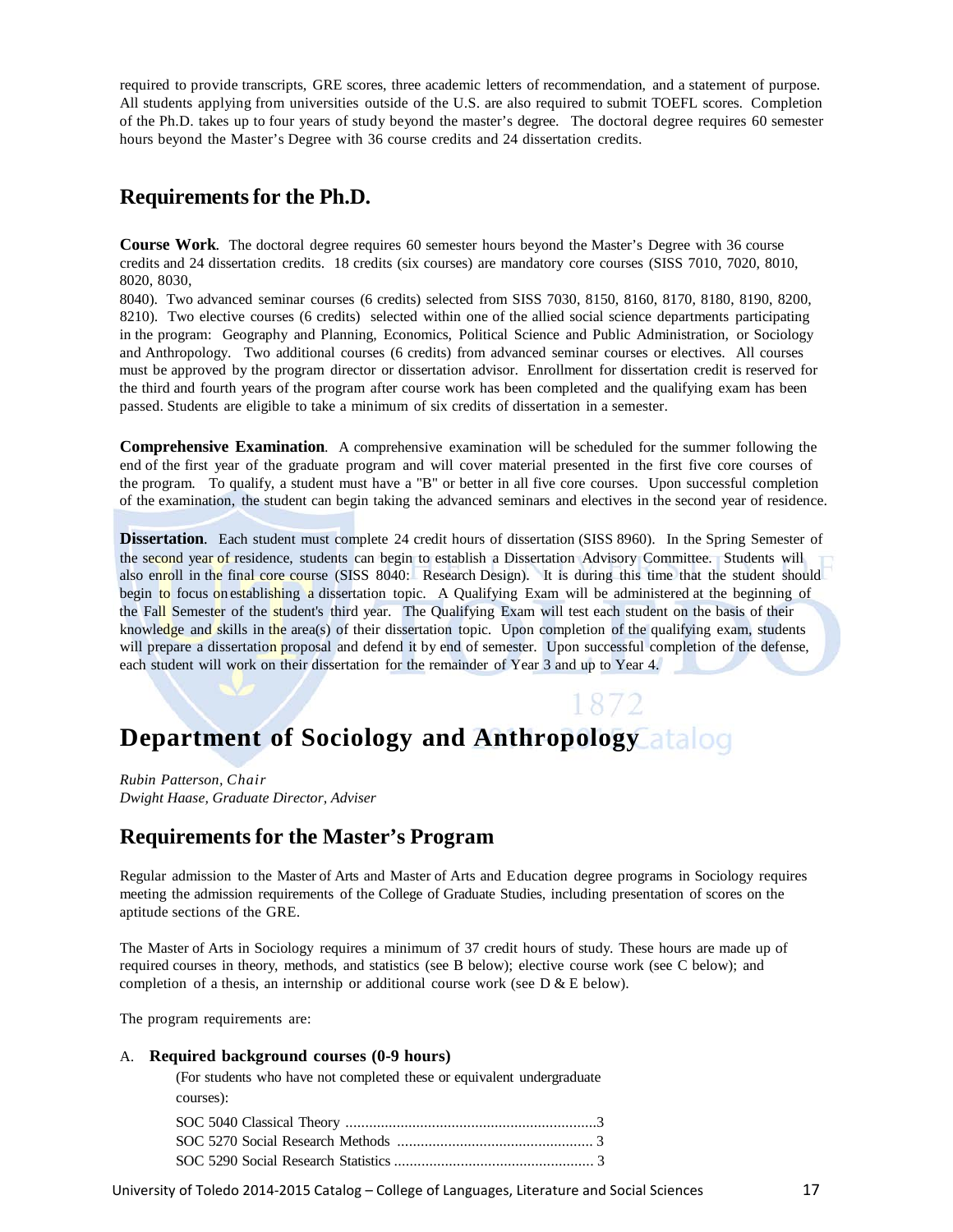required to provide transcripts, GRE scores, three academic letters of recommendation, and a statement of purpose. All students applying from universities outside of the U.S. are also required to submit TOEFL scores. Completion of the Ph.D. takes up to four years of study beyond the master's degree. The doctoral degree requires 60 semester hours beyond the Master's Degree with 36 course credits and 24 dissertation credits.

## Requirements for the Ph.D.

**Course Work**. The doctoral degree requires 60 semester hours beyond the Master's Degree with 36 course credits and 24 dissertation credits. 18 credits (six courses) are mandatory core courses (SISS 7010, 7020, 8010, 8020, 8030, 8040). Two advanced seminar courses (6 credits) selected from SISS 7030, 8150, 8160, 8170, 8180, 8190, 8200, 8210). Two elective courses (6 credits) selected within one of the allied social science departments participating in the program: Geography and Planning, Economics, Political Science and Public Administration, or Sociology and Anthropology. Two additional courses (6 credits) from advanced seminar courses or electives. All courses must be approved by the program director or dissertation advisor. Enrollment for dissertation credit is reserved for the third and fourth years of the program after course work has been completed and the qualifying exam has been passed. Students are eligible to take a minimum of six credits of dissertation in a semester.

**Comprehensive Examination**. A comprehensive examination will be scheduled for the summer following the end of the first year of the graduate program and will cover material presented in the first five core courses of the program. To qualify, a student must have a "B" or better in all five core courses. Upon successful completion of the examination, the student can begin taking the advanced seminars and electives in the second year of residence.

**Dissertation**. Each student must complete 24 credit hours of dissertation (SISS 8960). In the Spring Semester of the second year of residence, students can begin to establish a Dissertation Advisory Committee. Students will also enroll in the final core course (SISS 8040: Research Design). It is during this time that the student should begin to focus on establishing a dissertation topic. A Qualifying Exam will be administered at the beginning of the Fall Semester of the student's third year. The Qualifying Exam will test each student on the basis of their knowledge and skills in the area(s) of their dissertation topic. Upon completion of the qualifying exam, students will prepare a dissertation proposal and defend it by end of semester. Upon successful completion of the defense, each student will work on their dissertation for the remainder of Year 3 and up to Year 4.

# Department of Sociology and Anthropology

*Rubin Patterson, Chair*
*Dwight Haase, Graduate Director, Adviser*

## Requirements for the Master's Program

Regular admission to the Master of Arts and Master of Arts and Education degree programs in Sociology requires meeting the admission requirements of the College of Graduate Studies, including presentation of scores on the aptitude sections of the GRE.

The Master of Arts in Sociology requires a minimum of 37 credit hours of study. These hours are made up of required courses in theory, methods, and statistics (see B below); elective course work (see C below); and completion of a thesis, an internship or additional course work (see D & E below).

The program requirements are:

A. **Required background courses (0-9 hours)**

(For students who have not completed these or equivalent undergraduate courses):

SOC 5040 Classical Theory ................................................................3
SOC 5270 Social Research Methods .................................................. 3
SOC 5290 Social Research Statistics .................................................. 3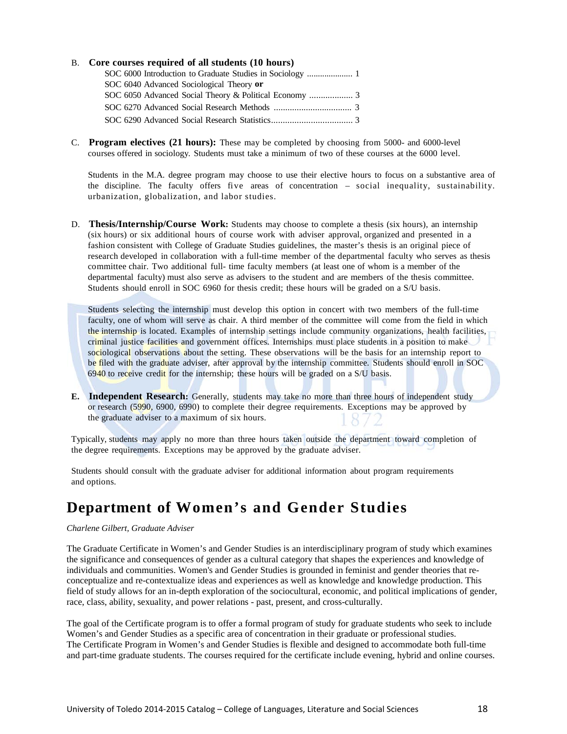B. **Core courses required of all students (10 hours)**

SOC 6000 Introduction to Graduate Studies in Sociology ..................... 1
SOC 6040 Advanced Sociological Theory **or**
SOC 6050 Advanced Social Theory & Political Economy ................... 3
SOC 6270 Advanced Social Research Methods .................................. 3
SOC 6290 Advanced Social Research Statistics................................... 3

C. **Program electives (21 hours):** These may be completed by choosing from 5000- and 6000-level courses offered in sociology. Students must take a minimum of two of these courses at the 6000 level.

Students in the M.A. degree program may choose to use their elective hours to focus on a substantive area of the discipline. The faculty offers five areas of concentration – social inequality, sustainability. urbanization, globalization, and labor studies.

D. **Thesis/Internship/Course Work:** Students may choose to complete a thesis (six hours), an internship (six hours) or six additional hours of course work with adviser approval, organized and presented in a fashion consistent with College of Graduate Studies guidelines, the master's thesis is an original piece of research developed in collaboration with a full-time member of the departmental faculty who serves as thesis committee chair. Two additional full- time faculty members (at least one of whom is a member of the departmental faculty) must also serve as advisers to the student and are members of the thesis committee. Students should enroll in SOC 6960 for thesis credit; these hours will be graded on a S/U basis.

Students selecting the internship must develop this option in concert with two members of the full-time faculty, one of whom will serve as chair. A third member of the committee will come from the field in which the internship is located. Examples of internship settings include community organizations, health facilities, criminal justice facilities and government offices. Internships must place students in a position to make sociological observations about the setting. These observations will be the basis for an internship report to be filed with the graduate adviser, after approval by the internship committee. Students should enroll in SOC 6940 to receive credit for the internship; these hours will be graded on a S/U basis.

E. **Independent Research:** Generally, students may take no more than three hours of independent study or research (5990, 6900, 6990) to complete their degree requirements. Exceptions may be approved by the graduate adviser to a maximum of six hours.

Typically, students may apply no more than three hours taken outside the department toward completion of the degree requirements. Exceptions may be approved by the graduate adviser.

Students should consult with the graduate adviser for additional information about program requirements and options.

# Department of Women's and Gender Studies

*Charlene Gilbert, Graduate Adviser*

The Graduate Certificate in Women's and Gender Studies is an interdisciplinary program of study which examines the significance and consequences of gender as a cultural category that shapes the experiences and knowledge of individuals and communities. Women's and Gender Studies is grounded in feminist and gender theories that re-conceptualize and re-contextualize ideas and experiences as well as knowledge and knowledge production. This field of study allows for an in-depth exploration of the sociocultural, economic, and political implications of gender, race, class, ability, sexuality, and power relations - past, present, and cross-culturally.

The goal of the Certificate program is to offer a formal program of study for graduate students who seek to include Women's and Gender Studies as a specific area of concentration in their graduate or professional studies. The Certificate Program in Women's and Gender Studies is flexible and designed to accommodate both full-time and part-time graduate students. The courses required for the certificate include evening, hybrid and online courses.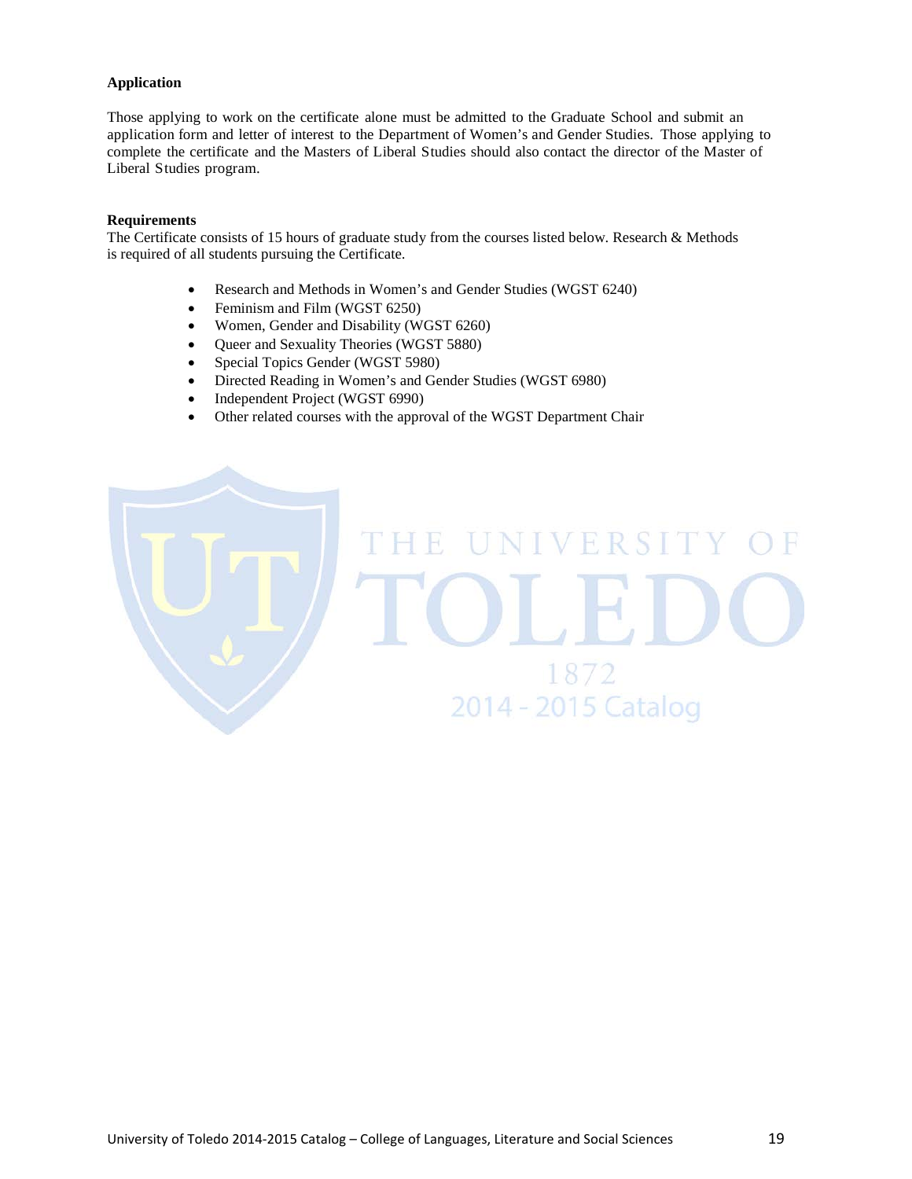**Application**

Those applying to work on the certificate alone must be admitted to the Graduate School and submit an application form and letter of interest to the Department of Women's and Gender Studies. Those applying to complete the certificate and the Masters of Liberal Studies should also contact the director of the Master of Liberal Studies program.

**Requirements**

The Certificate consists of 15 hours of graduate study from the courses listed below. Research & Methods is required of all students pursuing the Certificate.

- Research and Methods in Women's and Gender Studies (WGST 6240)
- Feminism and Film (WGST 6250)
- Women, Gender and Disability (WGST 6260)
- Queer and Sexuality Theories (WGST 5880)
- Special Topics Gender (WGST 5980)
- Directed Reading in Women's and Gender Studies (WGST 6980)
- Independent Project (WGST 6990)
- Other related courses with the approval of the WGST Department Chair